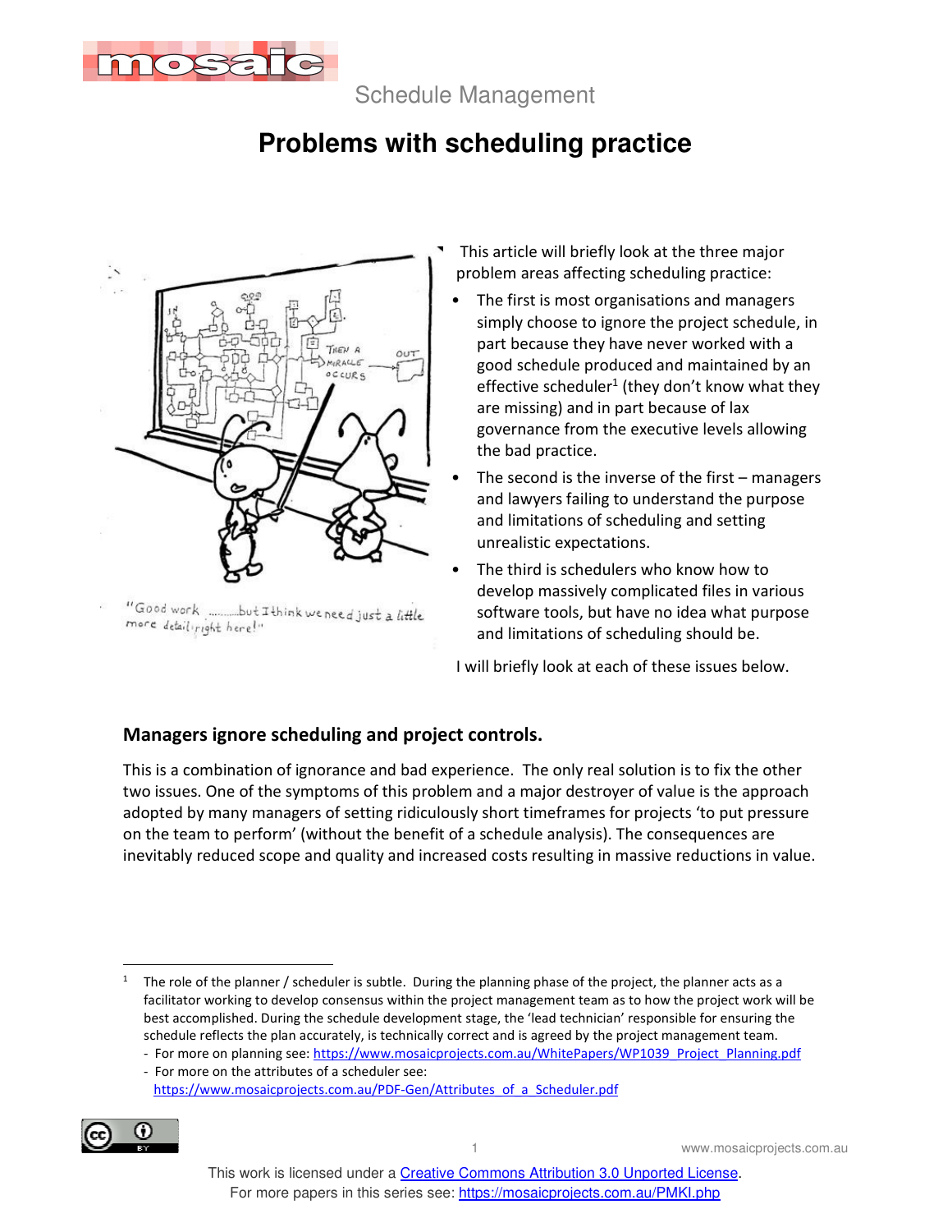Schedule Management

# Problems with scheduling practice

"Good work ..........but I think we need just a little more detail right here!"

This article will briefly look at the three major problem areas affecting scheduling practice:

- The first is most organisations and managers simply choose to ignore the project schedule, in part because they have never worked with a good schedule produced and maintained by an effective scheduler[1] (they don't know what they are missing) and in part because of lax governance from the executive levels allowing the bad practice.
- The second is the inverse of the first – managers and lawyers failing to understand the purpose and limitations of scheduling and setting unrealistic expectations.
- The third is schedulers who know how to develop massively complicated files in various software tools, but have no idea what purpose and limitations of scheduling should be.

I will briefly look at each of these issues below.

## Managers ignore scheduling and project controls.

This is a combination of ignorance and bad experience. The only real solution is to fix the other two issues. One of the symptoms of this problem and a major destroyer of value is the approach adopted by many managers of setting ridiculously short timeframes for projects 'to put pressure on the team to perform' (without the benefit of a schedule analysis). The consequences are inevitably reduced scope and quality and increased costs resulting in massive reductions in value.

---

[1] The role of the planner / scheduler is subtle. During the planning phase of the project, the planner acts as a facilitator working to develop consensus within the project management team as to how the project work will be best accomplished. During the schedule development stage, the 'lead technician' responsible for ensuring the schedule reflects the plan accurately, is technically correct and is agreed by the project management team.
- For more on planning see: https://www.mosaicprojects.com.au/WhitePapers/WP1039_Project_Planning.pdf
- For more on the attributes of a scheduler see: https://www.mosaicprojects.com.au/PDF-Gen/Attributes_of_a_Scheduler.pdf

This work is licensed under a Creative Commons Attribution 3.0 Unported License.
For more papers in this series see: https://mosaicprojects.com.au/PMKI.php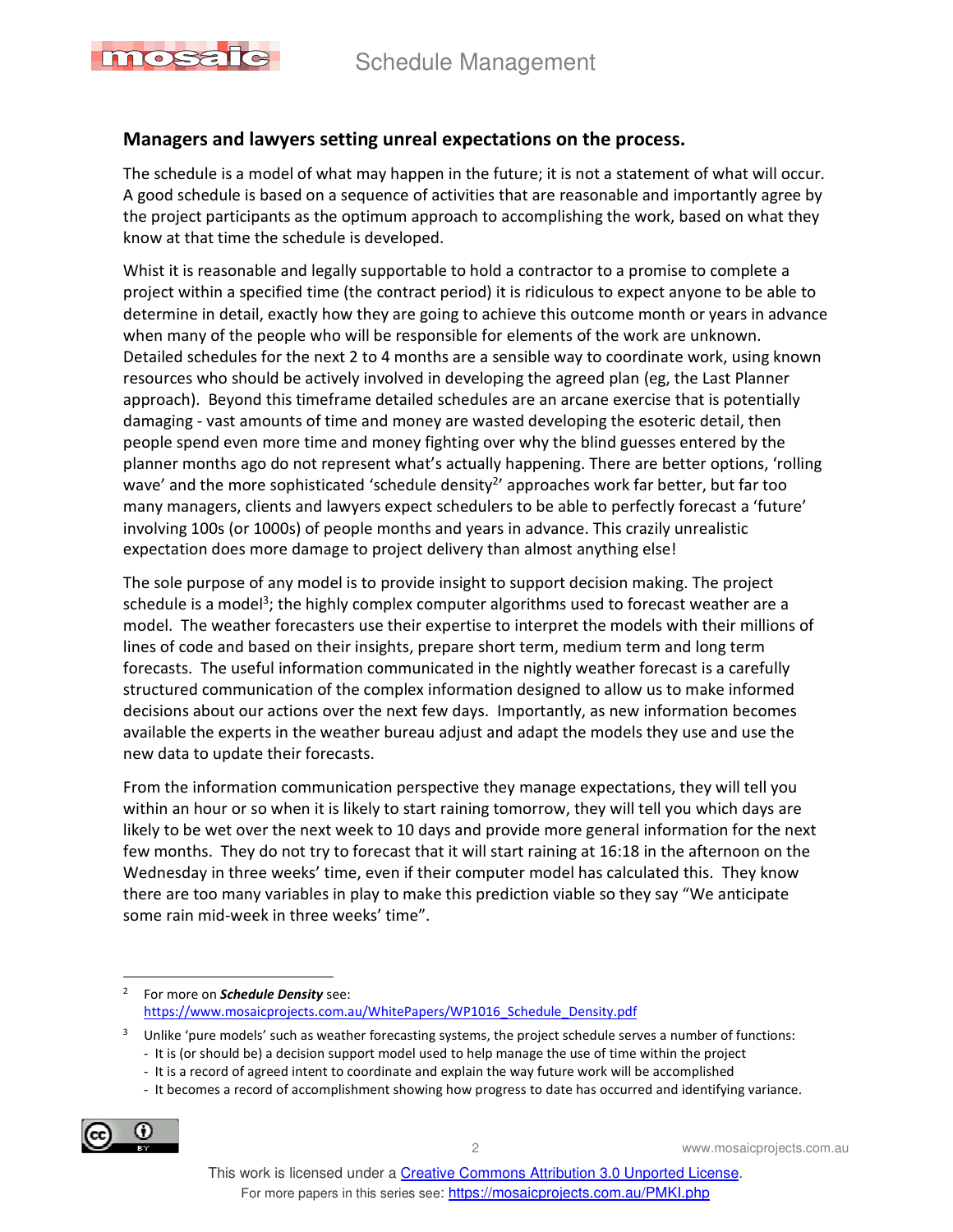## Managers and lawyers setting unreal expectations on the process.

The schedule is a model of what may happen in the future; it is not a statement of what will occur. A good schedule is based on a sequence of activities that are reasonable and importantly agree by the project participants as the optimum approach to accomplishing the work, based on what they know at that time the schedule is developed.

Whilst it is reasonable and legally supportable to hold a contractor to a promise to complete a project within a specified time (the contract period) it is ridiculous to expect anyone to be able to determine in detail, exactly how they are going to achieve this outcome month or years in advance when many of the people who will be responsible for elements of the work are unknown. Detailed schedules for the next 2 to 4 months are a sensible way to coordinate work, using known resources who should be actively involved in developing the agreed plan (eg, the Last Planner approach). Beyond this timeframe detailed schedules are an arcane exercise that is potentially damaging - vast amounts of time and money are wasted developing the esoteric detail, then people spend even more time and money fighting over why the blind guesses entered by the planner months ago do not represent what's actually happening. There are better options, 'rolling wave' and the more sophisticated 'schedule density[2]' approaches work far better, but far too many managers, clients and lawyers expect schedulers to be able to perfectly forecast a 'future' involving 100s (or 1000s) of people months and years in advance. This crazily unrealistic expectation does more damage to project delivery than almost anything else!

The sole purpose of any model is to provide insight to support decision making. The project schedule is a model[3]; the highly complex computer algorithms used to forecast weather are a model. The weather forecasters use their expertise to interpret the models with their millions of lines of code and based on their insights, prepare short term, medium term and long term forecasts. The useful information communicated in the nightly weather forecast is a carefully structured communication of the complex information designed to allow us to make informed decisions about our actions over the next few days. Importantly, as new information becomes available the experts in the weather bureau adjust and adapt the models they use and use the new data to update their forecasts.

From the information communication perspective they manage expectations, they will tell you within an hour or so when it is likely to start raining tomorrow, they will tell you which days are likely to be wet over the next week to 10 days and provide more general information for the next few months. They do not try to forecast that it will start raining at 16:18 in the afternoon on the Wednesday in three weeks' time, even if their computer model has calculated this. They know there are too many variables in play to make this prediction viable so they say "We anticipate some rain mid-week in three weeks' time".

---

[2] For more on ***Schedule Density*** see: https://www.mosaicprojects.com.au/WhitePapers/WP1016_Schedule_Density.pdf

[3] Unlike 'pure models' such as weather forecasting systems, the project schedule serves a number of functions:
- It is (or should be) a decision support model used to help manage the use of time within the project
- It is a record of agreed intent to coordinate and explain the way future work will be accomplished
- It becomes a record of accomplishment showing how progress to date has occurred and identifying variance.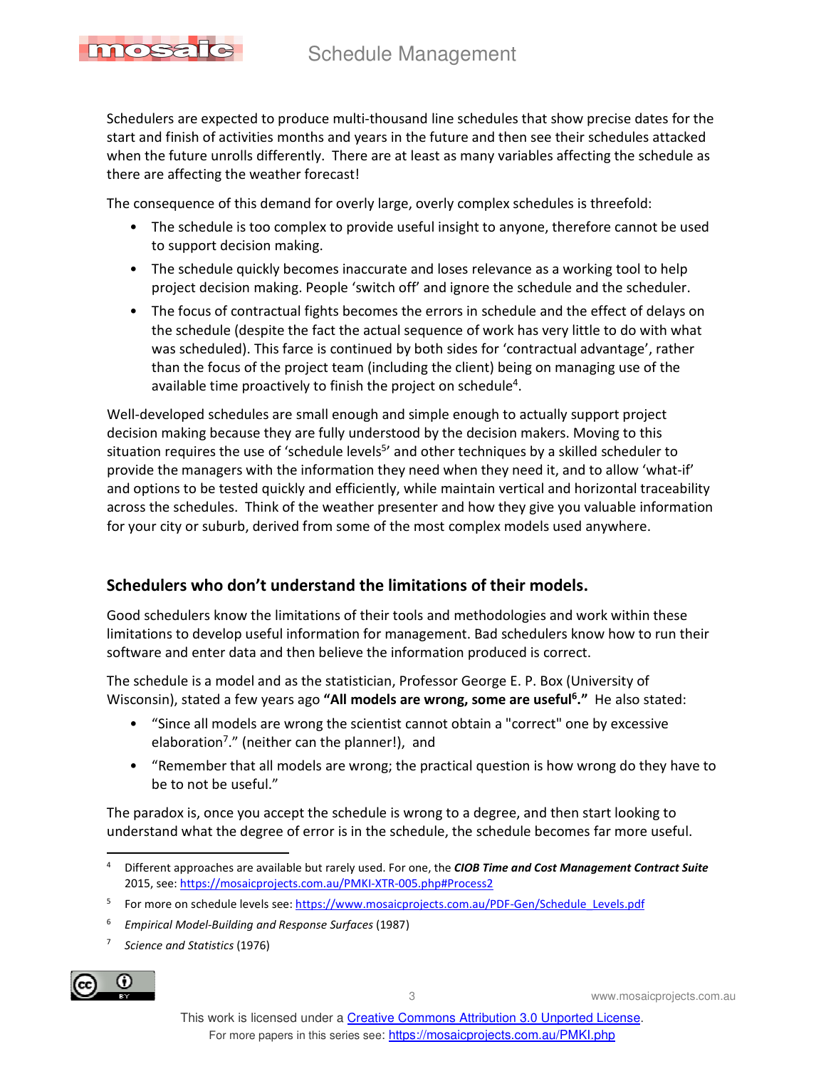Schedulers are expected to produce multi-thousand line schedules that show precise dates for the start and finish of activities months and years in the future and then see their schedules attacked when the future unrolls differently. There are at least as many variables affecting the schedule as there are affecting the weather forecast!

The consequence of this demand for overly large, overly complex schedules is threefold:

- The schedule is too complex to provide useful insight to anyone, therefore cannot be used to support decision making.
- The schedule quickly becomes inaccurate and loses relevance as a working tool to help project decision making. People 'switch off' and ignore the schedule and the scheduler.
- The focus of contractual fights becomes the errors in schedule and the effect of delays on the schedule (despite the fact the actual sequence of work has very little to do with what was scheduled). This farce is continued by both sides for 'contractual advantage', rather than the focus of the project team (including the client) being on managing use of the available time proactively to finish the project on schedule[4].

Well-developed schedules are small enough and simple enough to actually support project decision making because they are fully understood by the decision makers. Moving to this situation requires the use of 'schedule levels[5]' and other techniques by a skilled scheduler to provide the managers with the information they need when they need it, and to allow 'what-if' and options to be tested quickly and efficiently, while maintain vertical and horizontal traceability across the schedules. Think of the weather presenter and how they give you valuable information for your city or suburb, derived from some of the most complex models used anywhere.

## Schedulers who don't understand the limitations of their models.

Good schedulers know the limitations of their tools and methodologies and work within these limitations to develop useful information for management. Bad schedulers know how to run their software and enter data and then believe the information produced is correct.

The schedule is a model and as the statistician, Professor George E. P. Box (University of Wisconsin), stated a few years ago **"All models are wrong, some are useful[6]."** He also stated:

- "Since all models are wrong the scientist cannot obtain a "correct" one by excessive elaboration[7]." (neither can the planner!), and
- "Remember that all models are wrong; the practical question is how wrong do they have to be to not be useful."

The paradox is, once you accept the schedule is wrong to a degree, and then start looking to understand what the degree of error is in the schedule, the schedule becomes far more useful.

---

[4] Different approaches are available but rarely used. For one, the ***CIOB Time and Cost Management Contract Suite*** 2015, see: https://mosaicprojects.com.au/PMKI-XTR-005.php#Process2

[5] For more on schedule levels see: https://www.mosaicprojects.com.au/PDF-Gen/Schedule_Levels.pdf

[6] *Empirical Model-Building and Response Surfaces* (1987)

[7] *Science and Statistics* (1976)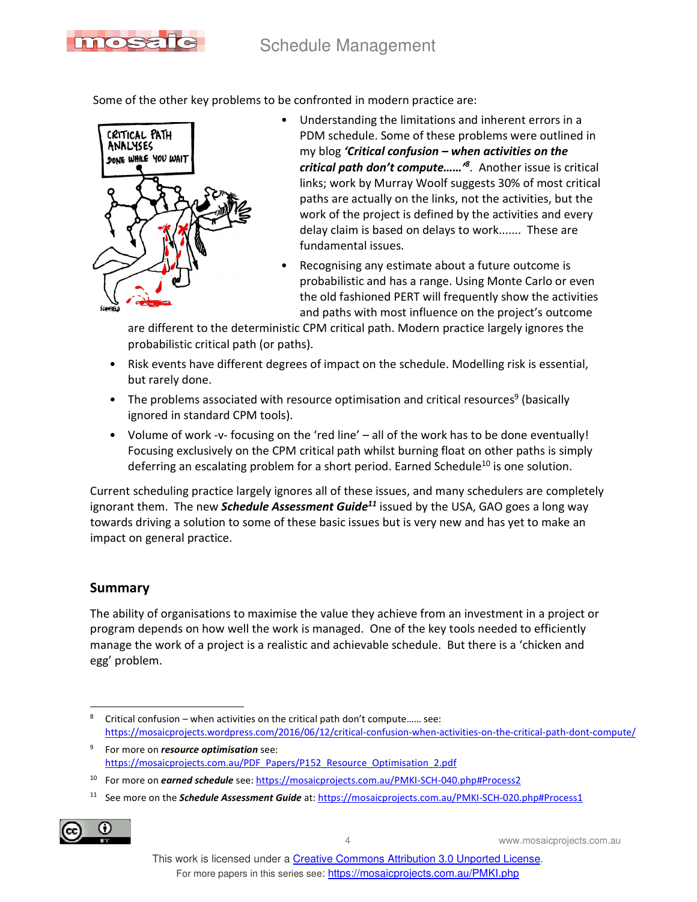Some of the other key problems to be confronted in modern practice are:

- Understanding the limitations and inherent errors in a PDM schedule. Some of these problems were outlined in my blog ***'Critical confusion – when activities on the critical path don't compute……'***[8]. Another issue is critical links; work by Murray Woolf suggests 30% of most critical paths are actually on the links, not the activities, but the work of the project is defined by the activities and every delay claim is based on delays to work……. These are fundamental issues.
- Recognising any estimate about a future outcome is probabilistic and has a range. Using Monte Carlo or even the old fashioned PERT will frequently show the activities and paths with most influence on the project's outcome are different to the deterministic CPM critical path. Modern practice largely ignores the probabilistic critical path (or paths).
- Risk events have different degrees of impact on the schedule. Modelling risk is essential, but rarely done.
- The problems associated with resource optimisation and critical resources[9] (basically ignored in standard CPM tools).
- Volume of work -v- focusing on the 'red line' – all of the work has to be done eventually! Focusing exclusively on the CPM critical path whilst burning float on other paths is simply deferring an escalating problem for a short period. Earned Schedule[10] is one solution.

Current scheduling practice largely ignores all of these issues, and many schedulers are completely ignorant them. The new ***Schedule Assessment Guide***[11] issued by the USA, GAO goes a long way towards driving a solution to some of these basic issues but is very new and has yet to make an impact on general practice.

## Summary

The ability of organisations to maximise the value they achieve from an investment in a project or program depends on how well the work is managed. One of the key tools needed to efficiently manage the work of a project is a realistic and achievable schedule. But there is a 'chicken and egg' problem.

---

[8] Critical confusion – when activities on the critical path don't compute…… see: https://mosaicprojects.wordpress.com/2016/06/12/critical-confusion-when-activities-on-the-critical-path-dont-compute/

[9] For more on ***resource optimisation*** see: https://mosaicprojects.com.au/PDF_Papers/P152_Resource_Optimisation_2.pdf

[10] For more on ***earned schedule*** see: https://mosaicprojects.com.au/PMKI-SCH-040.php#Process2

[11] See more on the ***Schedule Assessment Guide*** at: https://mosaicprojects.com.au/PMKI-SCH-020.php#Process1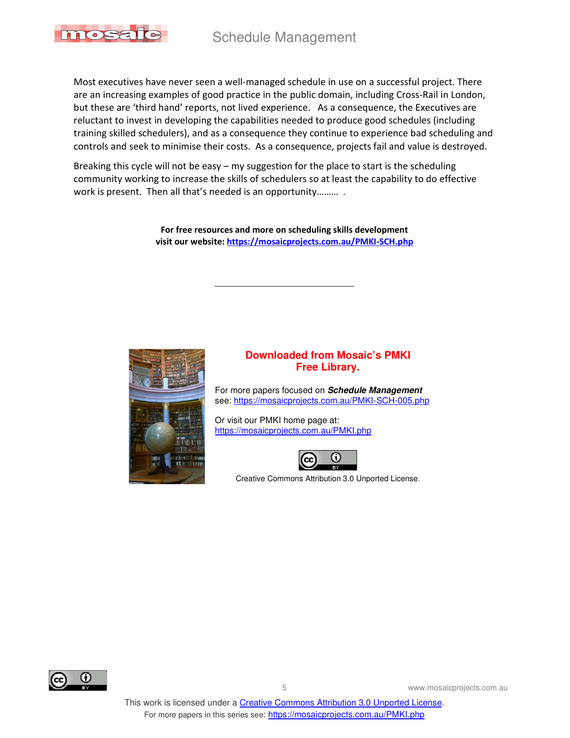Most executives have never seen a well-managed schedule in use on a successful project. There are an increasing examples of good practice in the public domain, including Cross-Rail in London, but these are 'third hand' reports, not lived experience. As a consequence, the Executives are reluctant to invest in developing the capabilities needed to produce good schedules (including training skilled schedulers), and as a consequence they continue to experience bad scheduling and controls and seek to minimise their costs. As a consequence, projects fail and value is destroyed.

Breaking this cycle will not be easy – my suggestion for the place to start is the scheduling community working to increase the skills of schedulers so at least the capability to do effective work is present. Then all that's needed is an opportunity……… .

**For free resources and more on scheduling skills development visit our website: https://mosaicprojects.com.au/PMKI-SCH.php**

______________________________

**Downloaded from Mosaic's PMKI Free Library.**

For more papers focused on ***Schedule Management*** see: https://mosaicprojects.com.au/PMKI-SCH-005.php

Or visit our PMKI home page at: https://mosaicprojects.com.au/PMKI.php

Creative Commons Attribution 3.0 Unported License.